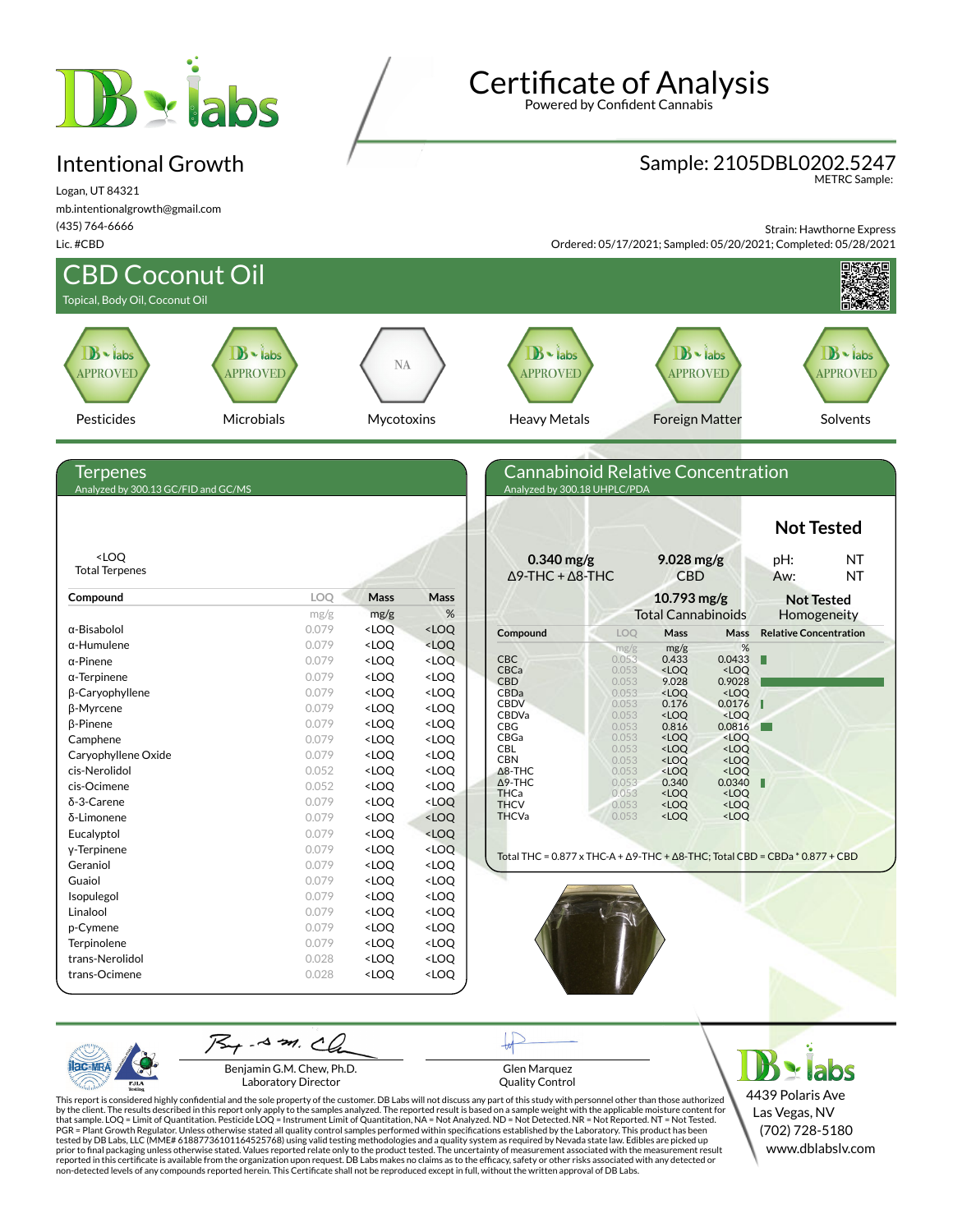# Certificate of Analysis

Powered by Confident Cannabis

## Intentional Growth

Logan, UT 84321
mb.intentionalgrowth@gmail.com
(435) 764-6666
Lic. #CBD

**Sample: 2105DBL0202.5247**
METRC Sample:

Strain: Hawthorne Express
Ordered: 05/17/2021; Sampled: 05/20/2021; Completed: 05/28/2021

## CBD Coconut Oil

Topical, Body Oil, Coconut Oil

| Pesticides | Microbials | Mycotoxins | Heavy Metals | Foreign Matter | Solvents |
|---|---|---|---|---|---|
| APPROVED | APPROVED | NA | APPROVED | APPROVED | APPROVED |

## Terpenes

Analyzed by 300.13 GC/FID and GC/MS

<LOQ
Total Terpenes

| Compound | LOQ | Mass | Mass |
|---|---|---|---|
| | mg/g | mg/g | % |
| α-Bisabolol | 0.079 | <LOQ | <LOQ |
| α-Humulene | 0.079 | <LOQ | <LOQ |
| α-Pinene | 0.079 | <LOQ | <LOQ |
| α-Terpinene | 0.079 | <LOQ | <LOQ |
| β-Caryophyllene | 0.079 | <LOQ | <LOQ |
| β-Myrcene | 0.079 | <LOQ | <LOQ |
| β-Pinene | 0.079 | <LOQ | <LOQ |
| Camphene | 0.079 | <LOQ | <LOQ |
| Caryophyllene Oxide | 0.079 | <LOQ | <LOQ |
| cis-Nerolidol | 0.052 | <LOQ | <LOQ |
| cis-Ocimene | 0.052 | <LOQ | <LOQ |
| δ-3-Carene | 0.079 | <LOQ | <LOQ |
| δ-Limonene | 0.079 | <LOQ | <LOQ |
| Eucalyptol | 0.079 | <LOQ | <LOQ |
| γ-Terpinene | 0.079 | <LOQ | <LOQ |
| Geraniol | 0.079 | <LOQ | <LOQ |
| Guaiol | 0.079 | <LOQ | <LOQ |
| Isopulegol | 0.079 | <LOQ | <LOQ |
| Linalool | 0.079 | <LOQ | <LOQ |
| p-Cymene | 0.079 | <LOQ | <LOQ |
| Terpinolene | 0.079 | <LOQ | <LOQ |
| trans-Nerolidol | 0.028 | <LOQ | <LOQ |
| trans-Ocimene | 0.028 | <LOQ | <LOQ |

## Cannabinoid Relative Concentration

Analyzed by 300.18 UHPLC/PDA

**0.340 mg/g**
Δ9-THC + Δ8-THC

**9.028 mg/g**
CBD

**10.793 mg/g**
Total Cannabinoids

**Not Tested**
pH: NT
Aw: NT

**Not Tested**
Homogeneity

| Compound | LOQ | Mass | Mass |
|---|---|---|---|
| | mg/g | mg/g | % |
| CBC | 0.053 | 0.433 | 0.0433 |
| CBCa | 0.053 | <LOQ | <LOQ |
| CBD | 0.053 | 9.028 | 0.9028 |
| CBDa | 0.053 | <LOQ | <LOQ |
| CBDV | 0.053 | 0.176 | 0.0176 |
| CBDVa | 0.053 | <LOQ | <LOQ |
| CBG | 0.053 | 0.816 | 0.0816 |
| CBGa | 0.053 | <LOQ | <LOQ |
| CBL | 0.053 | <LOQ | <LOQ |
| CBN | 0.053 | <LOQ | <LOQ |
| Δ8-THC | 0.053 | <LOQ | <LOQ |
| Δ9-THC | 0.053 | 0.340 | 0.0340 |
| THCa | 0.053 | <LOQ | <LOQ |
| THCV | 0.053 | <LOQ | <LOQ |
| THCVa | 0.053 | <LOQ | <LOQ |

Total THC = 0.877 x THC-A + Δ9-THC + Δ8-THC; Total CBD = CBDa * 0.877 + CBD

Benjamin G.M. Chew, Ph.D.
Laboratory Director

Glen Marquez
Quality Control

DB labs
4439 Polaris Ave
Las Vegas, NV
(702) 728-5180
www.dblabslv.com

This report is considered highly confidential and the sole property of the customer. DB Labs will not discuss any part of this study with personnel other than those authorized by the client. The results described in this report only apply to the samples analyzed. The reported result is based on a sample weight with the applicable moisture content for that sample. LOQ = Limit of Quantitation. Pesticide LOQ = Instrument Limit of Quantitation, NA = Not Analyzed. ND = Not Detected. NR = Not Reported. NT = Not Tested. PGR = Plant Growth Regulator. Unless otherwise stated all quality control samples performed within specifications established by the Laboratory. This product has been tested by DB Labs, LLC (MME# 61887736101164525768) using valid testing methodologies and a quality system as required by Nevada state law. Edibles are picked up prior to final packaging unless otherwise stated. Values reported relate only to the product tested. The uncertainty of measurement associated with the measurement result reported in this certificate is available from the organization upon request. DB Labs makes no claims as to the efficacy, safety or other risks associated with any detected or non-detected levels of any compounds reported herein. This Certificate shall not be reproduced except in full, without the written approval of DB Labs.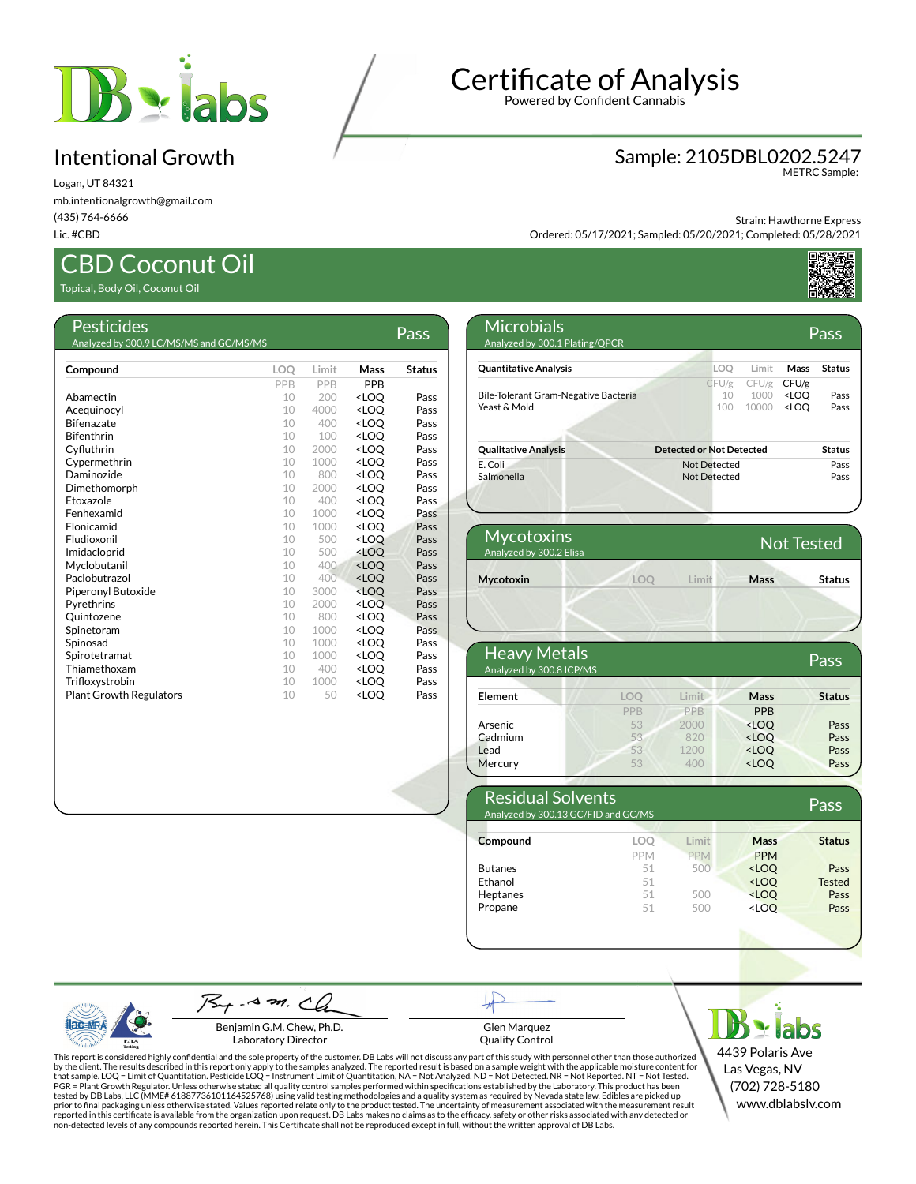# Certificate of Analysis

Powered by Confident Cannabis

## Intentional Growth

Logan, UT 84321
mb.intentionalgrowth@gmail.com
(435) 764-6666
Lic. #CBD

**Sample: 2105DBL0202.5247**
METRC Sample:

Strain: Hawthorne Express
Ordered: 05/17/2021; Sampled: 05/20/2021; Completed: 05/28/2021

## CBD Coconut Oil

Topical, Body Oil, Coconut Oil

### Pesticides — Pass

Analyzed by 300.9 LC/MS/MS and GC/MS/MS

| Compound | LOQ | Limit | Mass | Status |
|---|---|---|---|---|
| | PPB | PPB | PPB | |
| Abamectin | 10 | 200 | <LOQ | Pass |
| Acequinocyl | 10 | 4000 | <LOQ | Pass |
| Bifenazate | 10 | 400 | <LOQ | Pass |
| Bifenthrin | 10 | 100 | <LOQ | Pass |
| Cyfluthrin | 10 | 2000 | <LOQ | Pass |
| Cypermethrin | 10 | 1000 | <LOQ | Pass |
| Daminozide | 10 | 800 | <LOQ | Pass |
| Dimethomorph | 10 | 2000 | <LOQ | Pass |
| Etoxazole | 10 | 400 | <LOQ | Pass |
| Fenhexamid | 10 | 1000 | <LOQ | Pass |
| Flonicamid | 10 | 1000 | <LOQ | Pass |
| Fludioxonil | 10 | 500 | <LOQ | Pass |
| Imidacloprid | 10 | 500 | <LOQ | Pass |
| Myclobutanil | 10 | 400 | <LOQ | Pass |
| Paclobutrazol | 10 | 400 | <LOQ | Pass |
| Piperonyl Butoxide | 10 | 3000 | <LOQ | Pass |
| Pyrethrins | 10 | 2000 | <LOQ | Pass |
| Quintozene | 10 | 800 | <LOQ | Pass |
| Spinetoram | 10 | 1000 | <LOQ | Pass |
| Spinosad | 10 | 1000 | <LOQ | Pass |
| Spirotetramat | 10 | 1000 | <LOQ | Pass |
| Thiamethoxam | 10 | 400 | <LOQ | Pass |
| Trifloxystrobin | 10 | 1000 | <LOQ | Pass |
| Plant Growth Regulators | 10 | 50 | <LOQ | Pass |

### Microbials — Pass

Analyzed by 300.1 Plating/QPCR

| Quantitative Analysis | LOQ | Limit | Mass | Status |
|---|---|---|---|---|
| | CFU/g | CFU/g | CFU/g | |
| Bile-Tolerant Gram-Negative Bacteria | 10 | 1000 | <LOQ | Pass |
| Yeast & Mold | 100 | 10000 | <LOQ | Pass |

| Qualitative Analysis | Detected or Not Detected | Status |
|---|---|---|
| E. Coli | Not Detected | Pass |
| Salmonella | Not Detected | Pass |

### Mycotoxins — Not Tested

Analyzed by 300.2 Elisa

| Mycotoxin | LOQ | Limit | Mass | Status |
|---|---|---|---|---|

### Heavy Metals — Pass

Analyzed by 300.8 ICP/MS

| Element | LOQ | Limit | Mass | Status |
|---|---|---|---|---|
| | PPB | PPB | PPB | |
| Arsenic | 53 | 2000 | <LOQ | Pass |
| Cadmium | 53 | 820 | <LOQ | Pass |
| Lead | 53 | 1200 | <LOQ | Pass |
| Mercury | 53 | 400 | <LOQ | Pass |

### Residual Solvents — Pass

Analyzed by 300.13 GC/FID and GC/MS

| Compound | LOQ | Limit | Mass | Status |
|---|---|---|---|---|
| | PPM | PPM | PPM | |
| Butanes | 51 | 500 | <LOQ | Pass |
| Ethanol | 51 | | <LOQ | Tested |
| Heptanes | 51 | 500 | <LOQ | Pass |
| Propane | 51 | 500 | <LOQ | Pass |

Benjamin G.M. Chew, Ph.D.
Laboratory Director

Glen Marquez
Quality Control

This report is considered highly confidential and the sole property of the customer. DB Labs will not discuss any part of this study with personnel other than those authorized by the client. The results described in this report only apply to the samples analyzed. The reported result is based on a sample weight with the applicable moisture content for that sample. LOQ = Limit of Quantitation. Pesticide LOQ = Instrument Limit of Quantitation, NA = Not Analyzed. ND = Not Detected. NR = Not Reported. NT = Not Tested. PGR = Plant Growth Regulator. Unless otherwise stated all quality control samples performed within specifications established by the Laboratory. This product has been tested by DB Labs, LLC (MME# 61887736101164525768) using valid testing methodologies and a quality system as required by Nevada state law. Edibles are picked up prior to final packaging unless otherwise stated. Values reported relate only to the product tested. The uncertainty of measurement associated with the measurement result reported in this certificate is available from the organization upon request. DB Labs makes no claims as to the efficacy, safety or other risks associated with any detected or non-detected levels of any compounds reported herein. This Certificate shall not be reproduced except in full, without the written approval of DB Labs.

DB labs
4439 Polaris Ave
Las Vegas, NV
(702) 728-5180
www.dblabslv.com